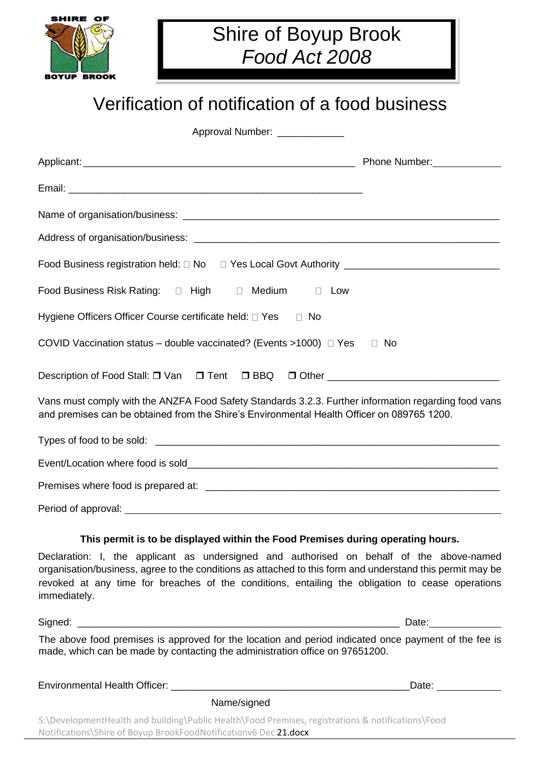# Shire of Boyup Brook
## *Food Act 2008*

# Verification of notification of a food business

Approval Number: ____________

Applicant: ___________________________________________________ Phone Number: _____________

Email: _______________________________________________________

Name of organisation/business: ___________________________________________________________

Address of organisation/business: _________________________________________________________

Food Business registration held: ☐ No ☐ Yes Local Govt Authority ___________________________

Food Business Risk Rating: ☐ High ☐ Medium ☐ Low

Hygiene Officers Officer Course certificate held: ☐ Yes ☐ No

COVID Vaccination status – double vaccinated? (Events >1000) ☐ Yes ☐ No

Description of Food Stall: ☐ Van ☐ Tent ☐ BBQ ☐ Other ______________________________

Vans must comply with the ANZFA Food Safety Standards 3.2.3. Further information regarding food vans and premises can be obtained from the Shire's Environmental Health Officer on 089765 1200.

Types of food to be sold: _________________________________________________________________

Event/Location where food is sold__________________________________________________________

Premises where food is prepared at: ______________________________________________________

Period of approval: _______________________________________________________________________

**This permit is to be displayed within the Food Premises during operating hours.**

Declaration: I, the applicant as undersigned and authorised on behalf of the above-named organisation/business, agree to the conditions as attached to this form and understand this permit may be revoked at any time for breaches of the conditions, entailing the obligation to cease operations immediately.

Signed: ____________________________________________________________ Date: _____________

The above food premises is approved for the location and period indicated once payment of the fee is made, which can be made by contacting the administration office on 97651200.

Environmental Health Officer: ____________________________________________ Date: ____________

Name/signed

S:\DevelopmentHealth and building\Public Health\Food Premises, registrations & notifications\Food Notifications\Shire of Boyup BrookFoodNotificationv6 Dec 21.docx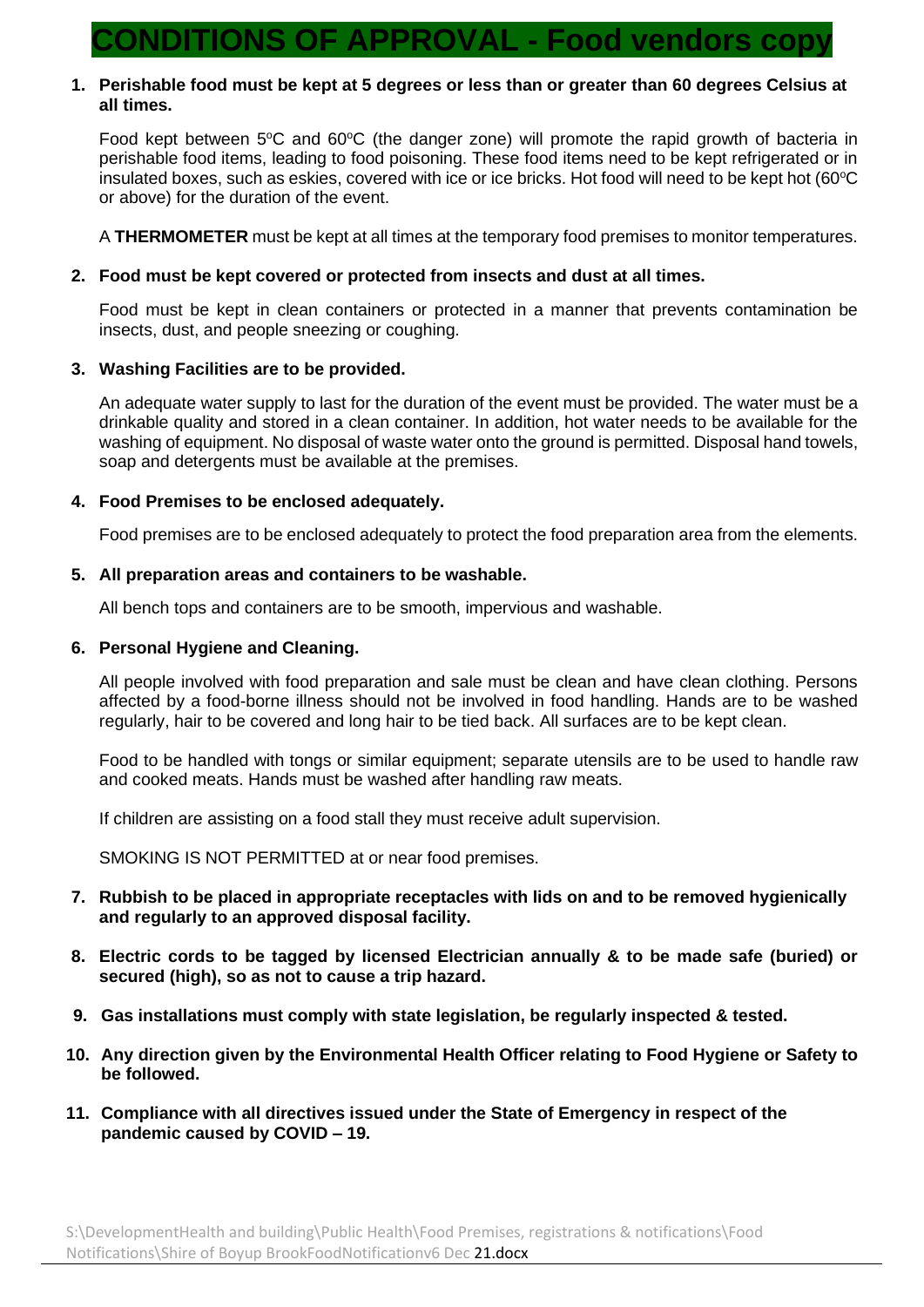# CONDITIONS OF APPROVAL - Food vendors copy

1. **Perishable food must be kept at 5 degrees or less than or greater than 60 degrees Celsius at all times.**

   Food kept between 5°C and 60°C (the danger zone) will promote the rapid growth of bacteria in perishable food items, leading to food poisoning. These food items need to be kept refrigerated or in insulated boxes, such as eskies, covered with ice or ice bricks. Hot food will need to be kept hot (60°C or above) for the duration of the event.

   A **THERMOMETER** must be kept at all times at the temporary food premises to monitor temperatures.

2. **Food must be kept covered or protected from insects and dust at all times.**

   Food must be kept in clean containers or protected in a manner that prevents contamination be insects, dust, and people sneezing or coughing.

3. **Washing Facilities are to be provided.**

   An adequate water supply to last for the duration of the event must be provided. The water must be a drinkable quality and stored in a clean container. In addition, hot water needs to be available for the washing of equipment. No disposal of waste water onto the ground is permitted. Disposal hand towels, soap and detergents must be available at the premises.

4. **Food Premises to be enclosed adequately.**

   Food premises are to be enclosed adequately to protect the food preparation area from the elements.

5. **All preparation areas and containers to be washable.**

   All bench tops and containers are to be smooth, impervious and washable.

6. **Personal Hygiene and Cleaning.**

   All people involved with food preparation and sale must be clean and have clean clothing. Persons affected by a food-borne illness should not be involved in food handling. Hands are to be washed regularly, hair to be covered and long hair to be tied back. All surfaces are to be kept clean.

   Food to be handled with tongs or similar equipment; separate utensils are to be used to handle raw and cooked meats. Hands must be washed after handling raw meats.

   If children are assisting on a food stall they must receive adult supervision.

   SMOKING IS NOT PERMITTED at or near food premises.

7. **Rubbish to be placed in appropriate receptacles with lids on and to be removed hygienically and regularly to an approved disposal facility.**

8. **Electric cords to be tagged by licensed Electrician annually & to be made safe (buried) or secured (high), so as not to cause a trip hazard.**

9. **Gas installations must comply with state legislation, be regularly inspected & tested.**

10. **Any direction given by the Environmental Health Officer relating to Food Hygiene or Safety to be followed.**

11. **Compliance with all directives issued under the State of Emergency in respect of the pandemic caused by COVID – 19.**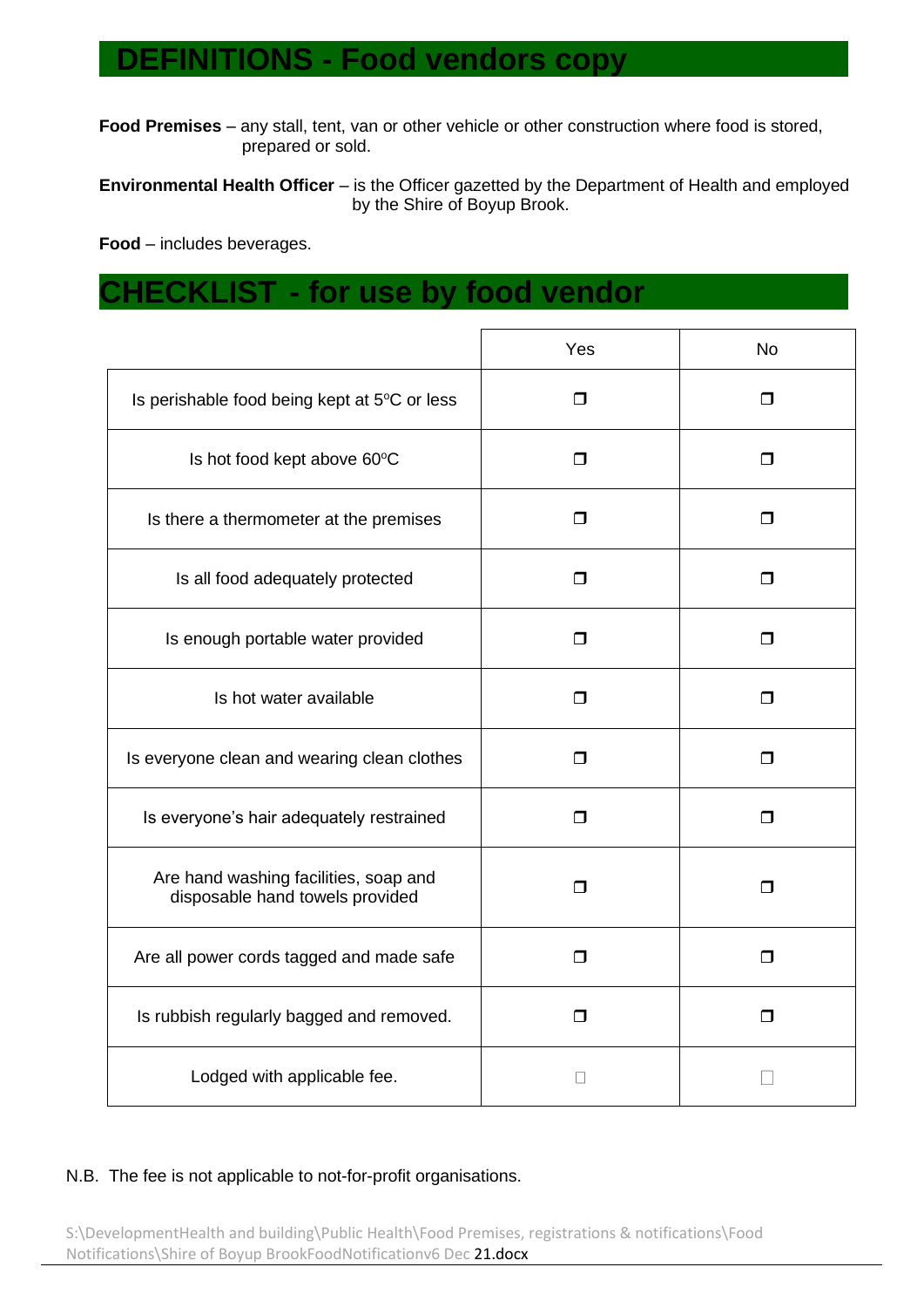# DEFINITIONS - Food vendors copy

**Food Premises** – any stall, tent, van or other vehicle or other construction where food is stored, prepared or sold.

**Environmental Health Officer** – is the Officer gazetted by the Department of Health and employed by the Shire of Boyup Brook.

**Food** – includes beverages.

# CHECKLIST - for use by food vendor

| | Yes | No |
|---|---|---|
| Is perishable food being kept at 5°C or less | ❒ | ❒ |
| Is hot food kept above 60°C | ❒ | ❒ |
| Is there a thermometer at the premises | ❒ | ❒ |
| Is all food adequately protected | ❒ | ❒ |
| Is enough portable water provided | ❒ | ❒ |
| Is hot water available | ❒ | ❒ |
| Is everyone clean and wearing clean clothes | ❒ | ❒ |
| Is everyone's hair adequately restrained | ❒ | ❒ |
| Are hand washing facilities, soap and disposable hand towels provided | ❒ | ❒ |
| Are all power cords tagged and made safe | ❒ | ❒ |
| Is rubbish regularly bagged and removed. | ❒ | ❒ |
| Lodged with applicable fee. | ☐ | ☐ |

N.B. The fee is not applicable to not-for-profit organisations.